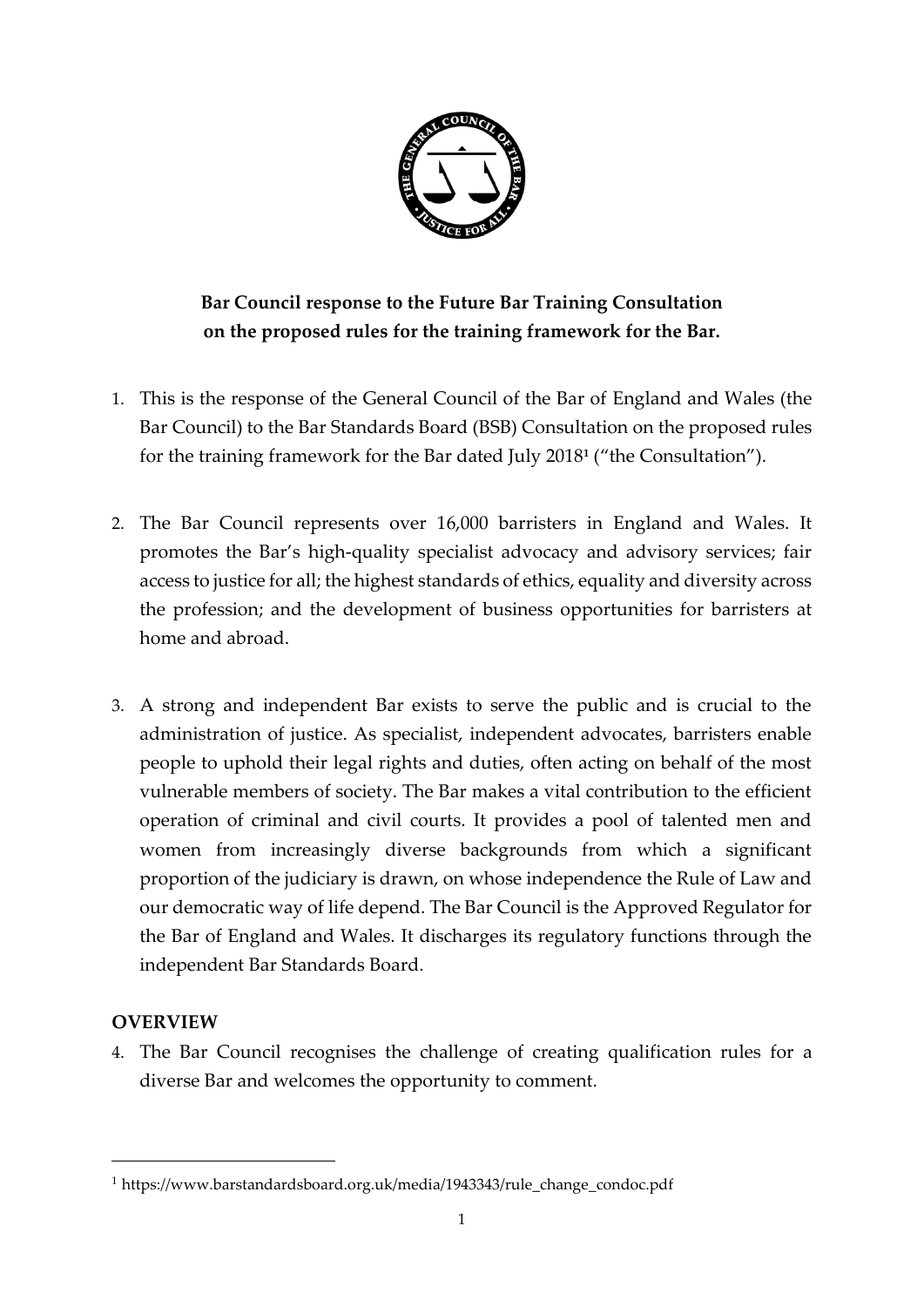**Bar Council response to the Future Bar Training Consultation on the proposed rules for the training framework for the Bar.**

1. This is the response of the General Council of the Bar of England and Wales (the Bar Council) to the Bar Standards Board (BSB) Consultation on the proposed rules for the training framework for the Bar dated July 2018[1] ("the Consultation").

2. The Bar Council represents over 16,000 barristers in England and Wales. It promotes the Bar's high-quality specialist advocacy and advisory services; fair access to justice for all; the highest standards of ethics, equality and diversity across the profession; and the development of business opportunities for barristers at home and abroad.

3. A strong and independent Bar exists to serve the public and is crucial to the administration of justice. As specialist, independent advocates, barristers enable people to uphold their legal rights and duties, often acting on behalf of the most vulnerable members of society. The Bar makes a vital contribution to the efficient operation of criminal and civil courts. It provides a pool of talented men and women from increasingly diverse backgrounds from which a significant proportion of the judiciary is drawn, on whose independence the Rule of Law and our democratic way of life depend. The Bar Council is the Approved Regulator for the Bar of England and Wales. It discharges its regulatory functions through the independent Bar Standards Board.

## OVERVIEW

4. The Bar Council recognises the challenge of creating qualification rules for a diverse Bar and welcomes the opportunity to comment.

---

[1] https://www.barstandardsboard.org.uk/media/1943343/rule_change_condoc.pdf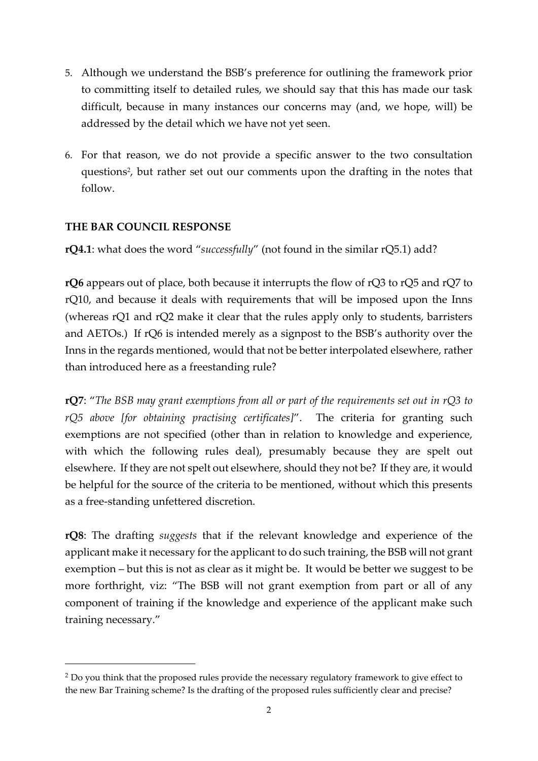5. Although we understand the BSB's preference for outlining the framework prior to committing itself to detailed rules, we should say that this has made our task difficult, because in many instances our concerns may (and, we hope, will) be addressed by the detail which we have not yet seen.

6. For that reason, we do not provide a specific answer to the two consultation questions[2], but rather set out our comments upon the drafting in the notes that follow.

## THE BAR COUNCIL RESPONSE

**rQ4.1**: what does the word "*successfully*" (not found in the similar rQ5.1) add?

**rQ6** appears out of place, both because it interrupts the flow of rQ3 to rQ5 and rQ7 to rQ10, and because it deals with requirements that will be imposed upon the Inns (whereas rQ1 and rQ2 make it clear that the rules apply only to students, barristers and AETOs.) If rQ6 is intended merely as a signpost to the BSB's authority over the Inns in the regards mentioned, would that not be better interpolated elsewhere, rather than introduced here as a freestanding rule?

**rQ7**: "*The BSB may grant exemptions from all or part of the requirements set out in rQ3 to rQ5 above [for obtaining practising certificates]*". The criteria for granting such exemptions are not specified (other than in relation to knowledge and experience, with which the following rules deal), presumably because they are spelt out elsewhere. If they are not spelt out elsewhere, should they not be? If they are, it would be helpful for the source of the criteria to be mentioned, without which this presents as a free-standing unfettered discretion.

**rQ8**: The drafting *suggests* that if the relevant knowledge and experience of the applicant make it necessary for the applicant to do such training, the BSB will not grant exemption – but this is not as clear as it might be. It would be better we suggest to be more forthright, viz: "The BSB will not grant exemption from part or all of any component of training if the knowledge and experience of the applicant make such training necessary."

---

[2] Do you think that the proposed rules provide the necessary regulatory framework to give effect to the new Bar Training scheme? Is the drafting of the proposed rules sufficiently clear and precise?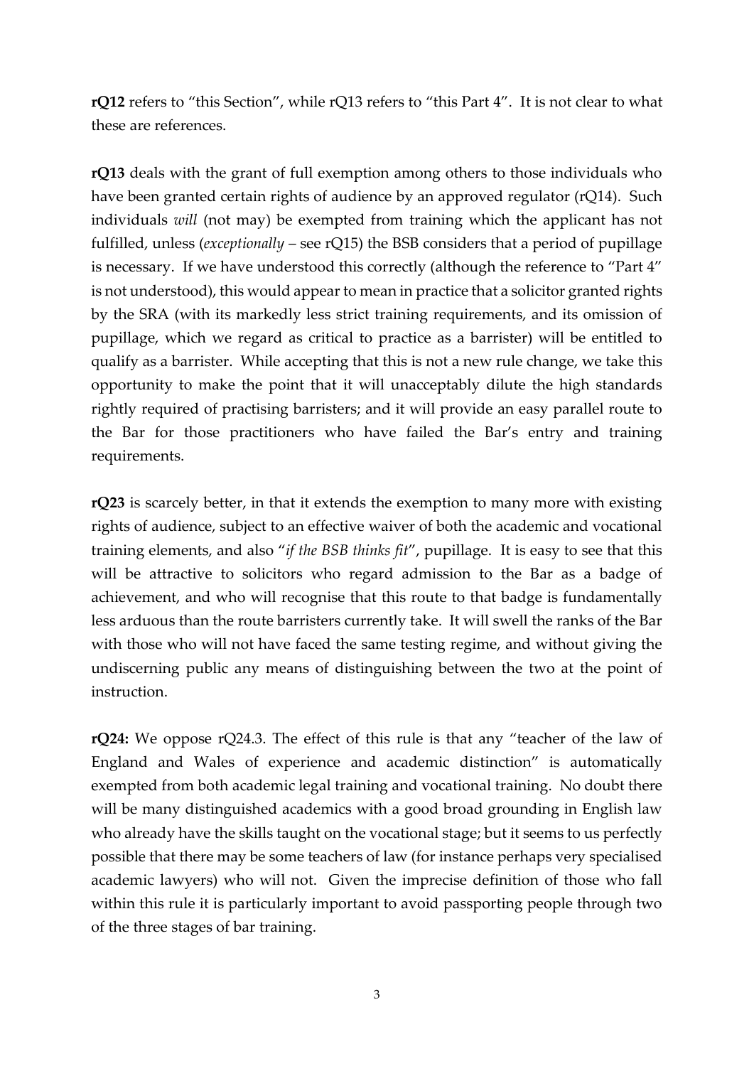**rQ12** refers to "this Section", while rQ13 refers to "this Part 4". It is not clear to what these are references.

**rQ13** deals with the grant of full exemption among others to those individuals who have been granted certain rights of audience by an approved regulator (rQ14). Such individuals *will* (not may) be exempted from training which the applicant has not fulfilled, unless (*exceptionally* – see rQ15) the BSB considers that a period of pupillage is necessary. If we have understood this correctly (although the reference to "Part 4" is not understood), this would appear to mean in practice that a solicitor granted rights by the SRA (with its markedly less strict training requirements, and its omission of pupillage, which we regard as critical to practice as a barrister) will be entitled to qualify as a barrister. While accepting that this is not a new rule change, we take this opportunity to make the point that it will unacceptably dilute the high standards rightly required of practising barristers; and it will provide an easy parallel route to the Bar for those practitioners who have failed the Bar's entry and training requirements.

**rQ23** is scarcely better, in that it extends the exemption to many more with existing rights of audience, subject to an effective waiver of both the academic and vocational training elements, and also "*if the BSB thinks fit*", pupillage. It is easy to see that this will be attractive to solicitors who regard admission to the Bar as a badge of achievement, and who will recognise that this route to that badge is fundamentally less arduous than the route barristers currently take. It will swell the ranks of the Bar with those who will not have faced the same testing regime, and without giving the undiscerning public any means of distinguishing between the two at the point of instruction.

**rQ24:** We oppose rQ24.3. The effect of this rule is that any "teacher of the law of England and Wales of experience and academic distinction" is automatically exempted from both academic legal training and vocational training. No doubt there will be many distinguished academics with a good broad grounding in English law who already have the skills taught on the vocational stage; but it seems to us perfectly possible that there may be some teachers of law (for instance perhaps very specialised academic lawyers) who will not. Given the imprecise definition of those who fall within this rule it is particularly important to avoid passporting people through two of the three stages of bar training.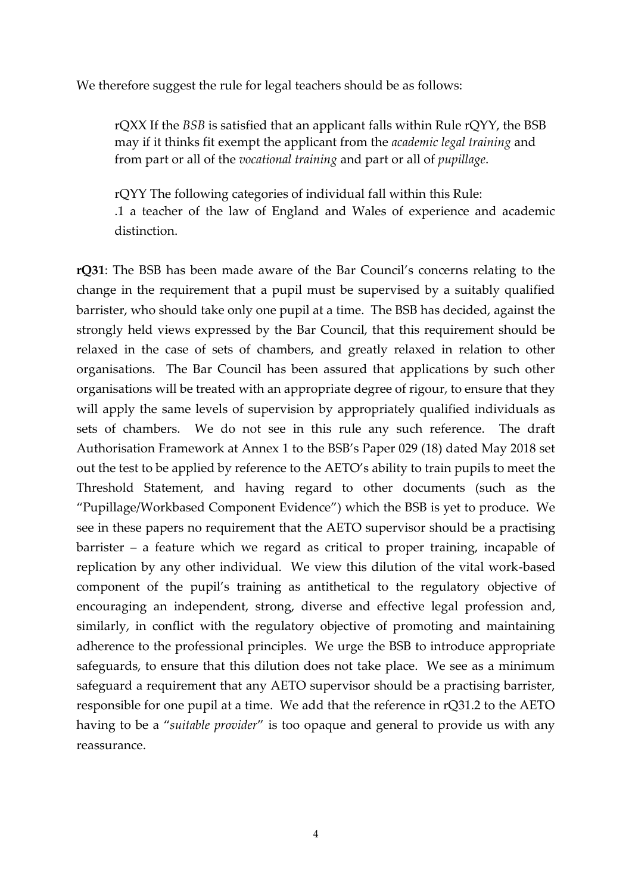We therefore suggest the rule for legal teachers should be as follows:

> rQXX If the *BSB* is satisfied that an applicant falls within Rule rQYY, the BSB may if it thinks fit exempt the applicant from the *academic legal training* and from part or all of the *vocational training* and part or all of *pupillage*.
>
> rQYY The following categories of individual fall within this Rule:
> .1 a teacher of the law of England and Wales of experience and academic distinction.

**rQ31**: The BSB has been made aware of the Bar Council's concerns relating to the change in the requirement that a pupil must be supervised by a suitably qualified barrister, who should take only one pupil at a time. The BSB has decided, against the strongly held views expressed by the Bar Council, that this requirement should be relaxed in the case of sets of chambers, and greatly relaxed in relation to other organisations. The Bar Council has been assured that applications by such other organisations will be treated with an appropriate degree of rigour, to ensure that they will apply the same levels of supervision by appropriately qualified individuals as sets of chambers. We do not see in this rule any such reference. The draft Authorisation Framework at Annex 1 to the BSB's Paper 029 (18) dated May 2018 set out the test to be applied by reference to the AETO's ability to train pupils to meet the Threshold Statement, and having regard to other documents (such as the "Pupillage/Workbased Component Evidence") which the BSB is yet to produce. We see in these papers no requirement that the AETO supervisor should be a practising barrister – a feature which we regard as critical to proper training, incapable of replication by any other individual. We view this dilution of the vital work-based component of the pupil's training as antithetical to the regulatory objective of encouraging an independent, strong, diverse and effective legal profession and, similarly, in conflict with the regulatory objective of promoting and maintaining adherence to the professional principles. We urge the BSB to introduce appropriate safeguards, to ensure that this dilution does not take place. We see as a minimum safeguard a requirement that any AETO supervisor should be a practising barrister, responsible for one pupil at a time. We add that the reference in rQ31.2 to the AETO having to be a "*suitable provider*" is too opaque and general to provide us with any reassurance.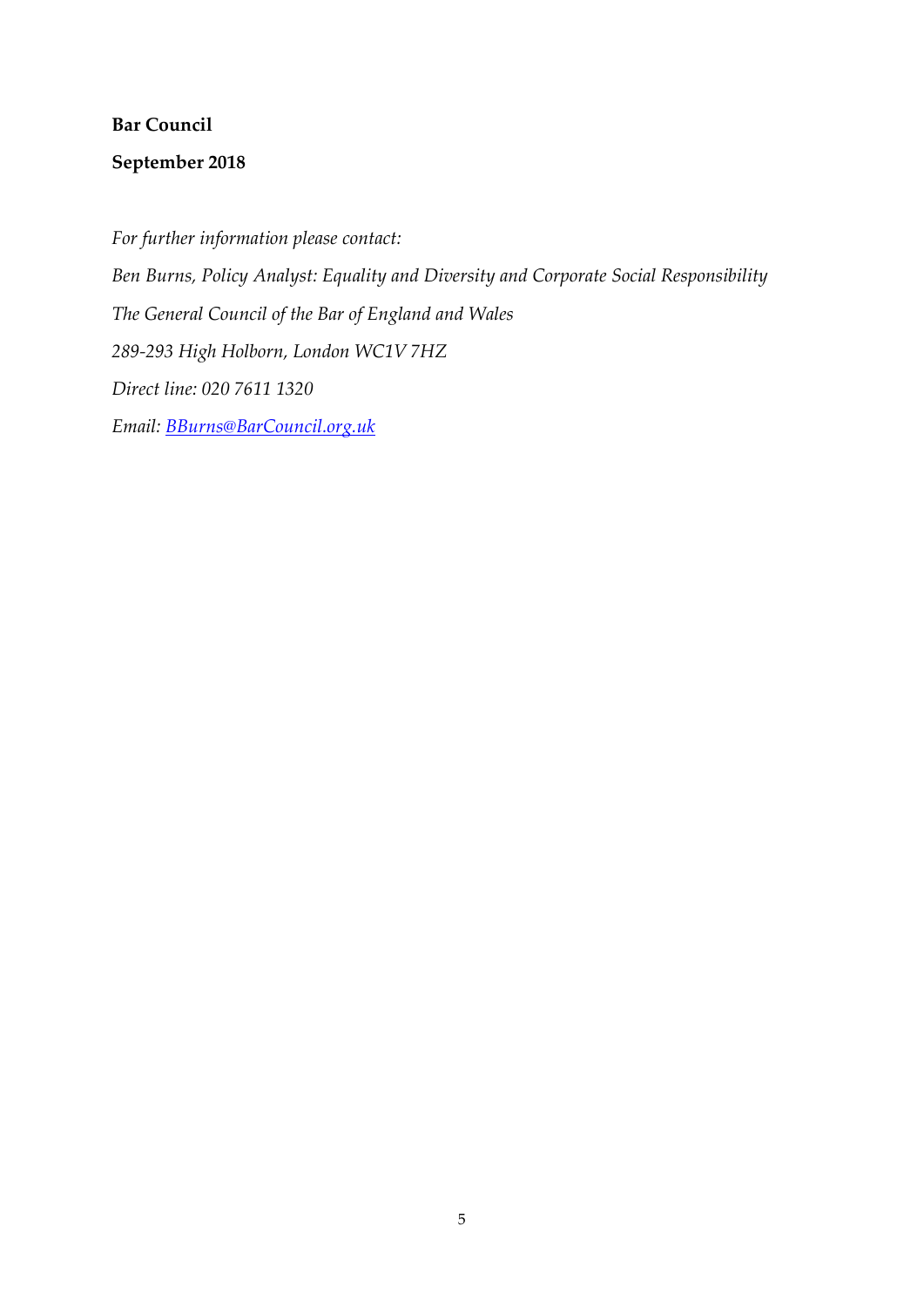**Bar Council**

**September 2018**

*For further information please contact:*

*Ben Burns, Policy Analyst: Equality and Diversity and Corporate Social Responsibility*

*The General Council of the Bar of England and Wales*

*289-293 High Holborn, London WC1V 7HZ*

*Direct line: 020 7611 1320*

*Email: BBurns@BarCouncil.org.uk*